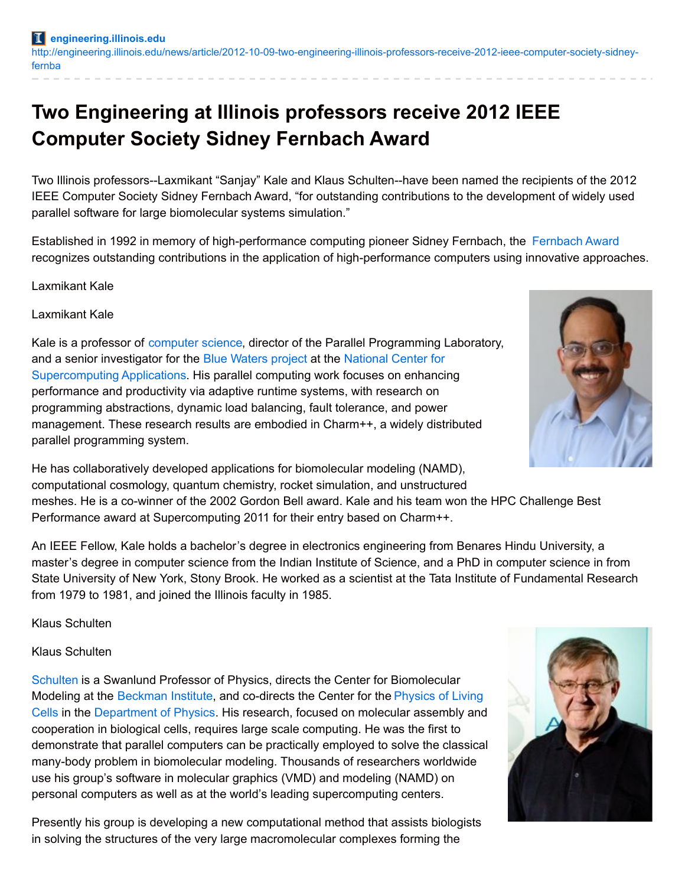engineering.illinois.edu
http://engineering.illinois.edu/news/article/2012-10-09-two-engineering-illinois-professors-receive-2012-ieee-computer-society-sidney-fernba

# Two Engineering at Illinois professors receive 2012 IEEE Computer Society Sidney Fernbach Award

Two Illinois professors--Laxmikant "Sanjay" Kale and Klaus Schulten--have been named the recipients of the 2012 IEEE Computer Society Sidney Fernbach Award, "for outstanding contributions to the development of widely used parallel software for large biomolecular systems simulation."

Established in 1992 in memory of high-performance computing pioneer Sidney Fernbach, the Fernbach Award recognizes outstanding contributions in the application of high-performance computers using innovative approaches.

Laxmikant Kale

Laxmikant Kale

Kale is a professor of computer science, director of the Parallel Programming Laboratory, and a senior investigator for the Blue Waters project at the National Center for Supercomputing Applications. His parallel computing work focuses on enhancing performance and productivity via adaptive runtime systems, with research on programming abstractions, dynamic load balancing, fault tolerance, and power management. These research results are embodied in Charm++, a widely distributed parallel programming system.

He has collaboratively developed applications for biomolecular modeling (NAMD), computational cosmology, quantum chemistry, rocket simulation, and unstructured meshes. He is a co-winner of the 2002 Gordon Bell award. Kale and his team won the HPC Challenge Best Performance award at Supercomputing 2011 for their entry based on Charm++.

An IEEE Fellow, Kale holds a bachelor's degree in electronics engineering from Benares Hindu University, a master's degree in computer science from the Indian Institute of Science, and a PhD in computer science in from State University of New York, Stony Brook. He worked as a scientist at the Tata Institute of Fundamental Research from 1979 to 1981, and joined the Illinois faculty in 1985.

Klaus Schulten

Klaus Schulten

Schulten is a Swanlund Professor of Physics, directs the Center for Biomolecular Modeling at the Beckman Institute, and co-directs the Center for the Physics of Living Cells in the Department of Physics. His research, focused on molecular assembly and cooperation in biological cells, requires large scale computing. He was the first to demonstrate that parallel computers can be practically employed to solve the classical many-body problem in biomolecular modeling. Thousands of researchers worldwide use his group's software in molecular graphics (VMD) and modeling (NAMD) on personal computers as well as at the world's leading supercomputing centers.

Presently his group is developing a new computational method that assists biologists in solving the structures of the very large macromolecular complexes forming the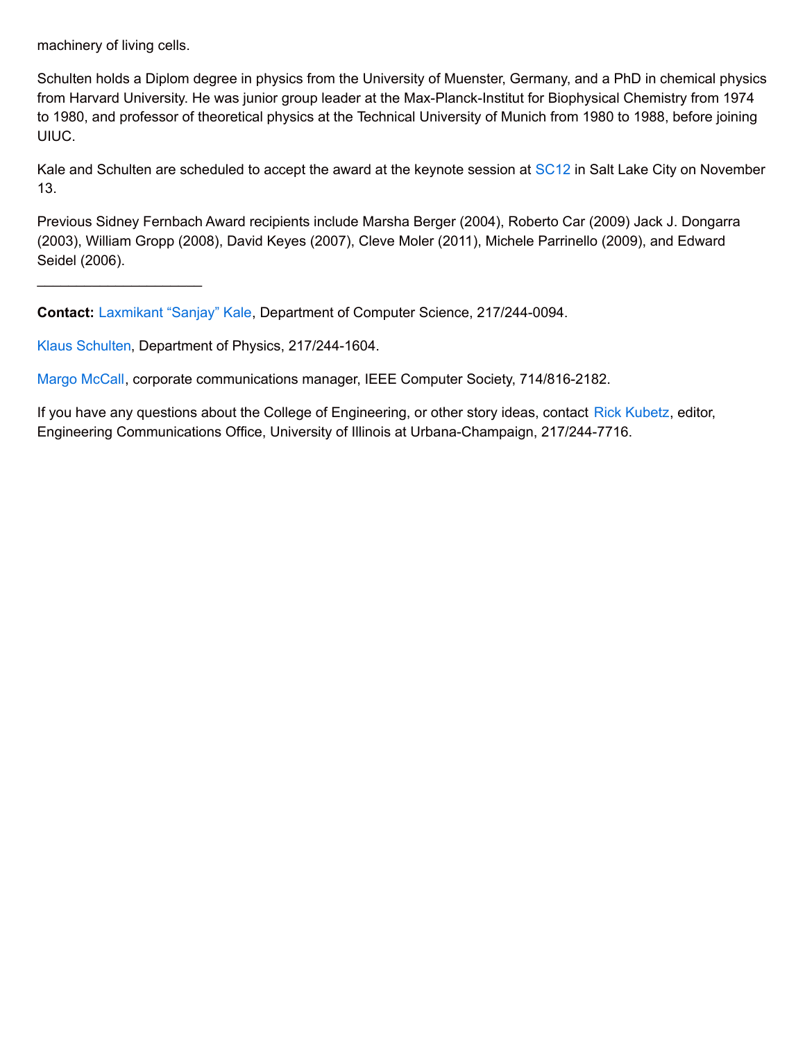machinery of living cells.

Schulten holds a Diplom degree in physics from the University of Muenster, Germany, and a PhD in chemical physics from Harvard University. He was junior group leader at the Max-Planck-Institut for Biophysical Chemistry from 1974 to 1980, and professor of theoretical physics at the Technical University of Munich from 1980 to 1988, before joining UIUC.

Kale and Schulten are scheduled to accept the award at the keynote session at SC12 in Salt Lake City on November 13.

Previous Sidney Fernbach Award recipients include Marsha Berger (2004), Roberto Car (2009) Jack J. Dongarra (2003), William Gropp (2008), David Keyes (2007), Cleve Moler (2011), Michele Parrinello (2009), and Edward Seidel (2006).

---

**Contact:** Laxmikant “Sanjay” Kale, Department of Computer Science, 217/244-0094.

Klaus Schulten, Department of Physics, 217/244-1604.

Margo McCall, corporate communications manager, IEEE Computer Society, 714/816-2182.

If you have any questions about the College of Engineering, or other story ideas, contact Rick Kubetz, editor, Engineering Communications Office, University of Illinois at Urbana-Champaign, 217/244-7716.